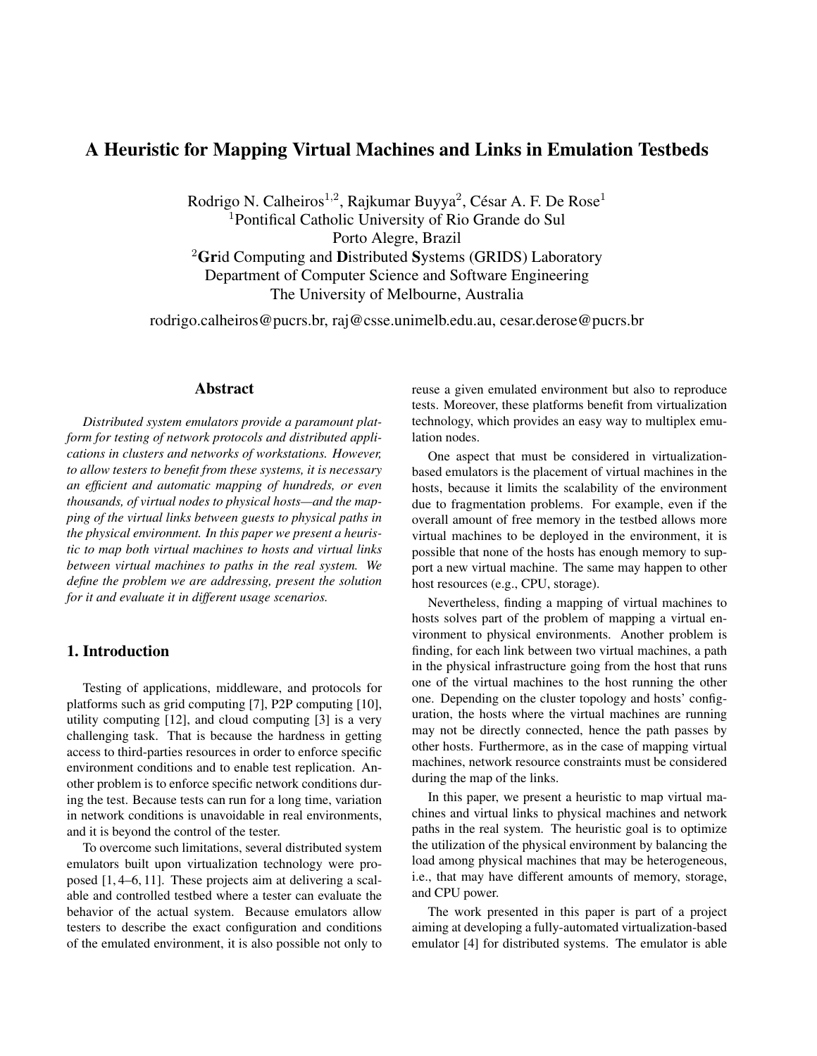# A Heuristic for Mapping Virtual Machines and Links in Emulation Testbeds

Rodrigo N. Calheiros[1,2], Rajkumar Buyya[2], César A. F. De Rose[1]

[1]Pontifical Catholic University of Rio Grande do Sul
Porto Alegre, Brazil

[2]**Gr**id Computing and **D**istributed **S**ystems (GRIDS) Laboratory
Department of Computer Science and Software Engineering
The University of Melbourne, Australia

rodrigo.calheiros@pucrs.br, raj@csse.unimelb.edu.au, cesar.derose@pucrs.br

## Abstract

*Distributed system emulators provide a paramount platform for testing of network protocols and distributed applications in clusters and networks of workstations. However, to allow testers to benefit from these systems, it is necessary an efficient and automatic mapping of hundreds, or even thousands, of virtual nodes to physical hosts—and the mapping of the virtual links between guests to physical paths in the physical environment. In this paper we present a heuristic to map both virtual machines to hosts and virtual links between virtual machines to paths in the real system. We define the problem we are addressing, present the solution for it and evaluate it in different usage scenarios.*

## 1. Introduction

Testing of applications, middleware, and protocols for platforms such as grid computing [7], P2P computing [10], utility computing [12], and cloud computing [3] is a very challenging task. That is because the hardness in getting access to third-parties resources in order to enforce specific environment conditions and to enable test replication. Another problem is to enforce specific network conditions during the test. Because tests can run for a long time, variation in network conditions is unavoidable in real environments, and it is beyond the control of the tester.

To overcome such limitations, several distributed system emulators built upon virtualization technology were proposed [1, 4–6, 11]. These projects aim at delivering a scalable and controlled testbed where a tester can evaluate the behavior of the actual system. Because emulators allow testers to describe the exact configuration and conditions of the emulated environment, it is also possible not only to reuse a given emulated environment but also to reproduce tests. Moreover, these platforms benefit from virtualization technology, which provides an easy way to multiplex emulation nodes.

One aspect that must be considered in virtualization-based emulators is the placement of virtual machines in the hosts, because it limits the scalability of the environment due to fragmentation problems. For example, even if the overall amount of free memory in the testbed allows more virtual machines to be deployed in the environment, it is possible that none of the hosts has enough memory to support a new virtual machine. The same may happen to other host resources (e.g., CPU, storage).

Nevertheless, finding a mapping of virtual machines to hosts solves part of the problem of mapping a virtual environment to physical environments. Another problem is finding, for each link between two virtual machines, a path in the physical infrastructure going from the host that runs one of the virtual machines to the host running the other one. Depending on the cluster topology and hosts' configuration, the hosts where the virtual machines are running may not be directly connected, hence the path passes by other hosts. Furthermore, as in the case of mapping virtual machines, network resource constraints must be considered during the map of the links.

In this paper, we present a heuristic to map virtual machines and virtual links to physical machines and network paths in the real system. The heuristic goal is to optimize the utilization of the physical environment by balancing the load among physical machines that may be heterogeneous, i.e., that may have different amounts of memory, storage, and CPU power.

The work presented in this paper is part of a project aiming at developing a fully-automated virtualization-based emulator [4] for distributed systems. The emulator is able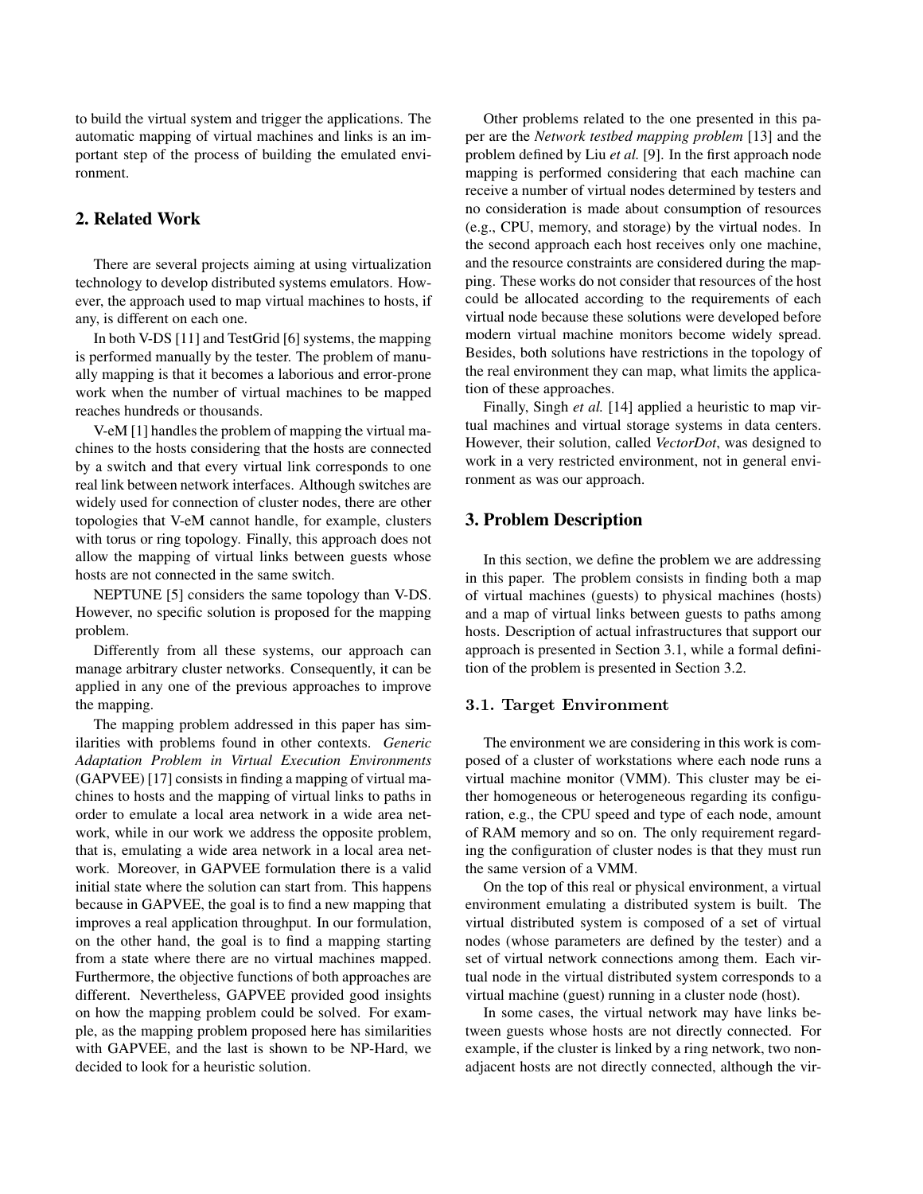to build the virtual system and trigger the applications. The automatic mapping of virtual machines and links is an important step of the process of building the emulated environment.

## 2. Related Work

There are several projects aiming at using virtualization technology to develop distributed systems emulators. However, the approach used to map virtual machines to hosts, if any, is different on each one.

In both V-DS [11] and TestGrid [6] systems, the mapping is performed manually by the tester. The problem of manually mapping is that it becomes a laborious and error-prone work when the number of virtual machines to be mapped reaches hundreds or thousands.

V-eM [1] handles the problem of mapping the virtual machines to the hosts considering that the hosts are connected by a switch and that every virtual link corresponds to one real link between network interfaces. Although switches are widely used for connection of cluster nodes, there are other topologies that V-eM cannot handle, for example, clusters with torus or ring topology. Finally, this approach does not allow the mapping of virtual links between guests whose hosts are not connected in the same switch.

NEPTUNE [5] considers the same topology than V-DS. However, no specific solution is proposed for the mapping problem.

Differently from all these systems, our approach can manage arbitrary cluster networks. Consequently, it can be applied in any one of the previous approaches to improve the mapping.

The mapping problem addressed in this paper has similarities with problems found in other contexts. *Generic Adaptation Problem in Virtual Execution Environments* (GAPVEE) [17] consists in finding a mapping of virtual machines to hosts and the mapping of virtual links to paths in order to emulate a local area network in a wide area network, while in our work we address the opposite problem, that is, emulating a wide area network in a local area network. Moreover, in GAPVEE formulation there is a valid initial state where the solution can start from. This happens because in GAPVEE, the goal is to find a new mapping that improves a real application throughput. In our formulation, on the other hand, the goal is to find a mapping starting from a state where there are no virtual machines mapped. Furthermore, the objective functions of both approaches are different. Nevertheless, GAPVEE provided good insights on how the mapping problem could be solved. For example, as the mapping problem proposed here has similarities with GAPVEE, and the last is shown to be NP-Hard, we decided to look for a heuristic solution.

Other problems related to the one presented in this paper are the *Network testbed mapping problem* [13] and the problem defined by Liu *et al.* [9]. In the first approach node mapping is performed considering that each machine can receive a number of virtual nodes determined by testers and no consideration is made about consumption of resources (e.g., CPU, memory, and storage) by the virtual nodes. In the second approach each host receives only one machine, and the resource constraints are considered during the mapping. These works do not consider that resources of the host could be allocated according to the requirements of each virtual node because these solutions were developed before modern virtual machine monitors become widely spread. Besides, both solutions have restrictions in the topology of the real environment they can map, what limits the application of these approaches.

Finally, Singh *et al.* [14] applied a heuristic to map virtual machines and virtual storage systems in data centers. However, their solution, called *VectorDot*, was designed to work in a very restricted environment, not in general environment as was our approach.

## 3. Problem Description

In this section, we define the problem we are addressing in this paper. The problem consists in finding both a map of virtual machines (guests) to physical machines (hosts) and a map of virtual links between guests to paths among hosts. Description of actual infrastructures that support our approach is presented in Section 3.1, while a formal definition of the problem is presented in Section 3.2.

### 3.1. Target Environment

The environment we are considering in this work is composed of a cluster of workstations where each node runs a virtual machine monitor (VMM). This cluster may be either homogeneous or heterogeneous regarding its configuration, e.g., the CPU speed and type of each node, amount of RAM memory and so on. The only requirement regarding the configuration of cluster nodes is that they must run the same version of a VMM.

On the top of this real or physical environment, a virtual environment emulating a distributed system is built. The virtual distributed system is composed of a set of virtual nodes (whose parameters are defined by the tester) and a set of virtual network connections among them. Each virtual node in the virtual distributed system corresponds to a virtual machine (guest) running in a cluster node (host).

In some cases, the virtual network may have links between guests whose hosts are not directly connected. For example, if the cluster is linked by a ring network, two non-adjacent hosts are not directly connected, although the vir-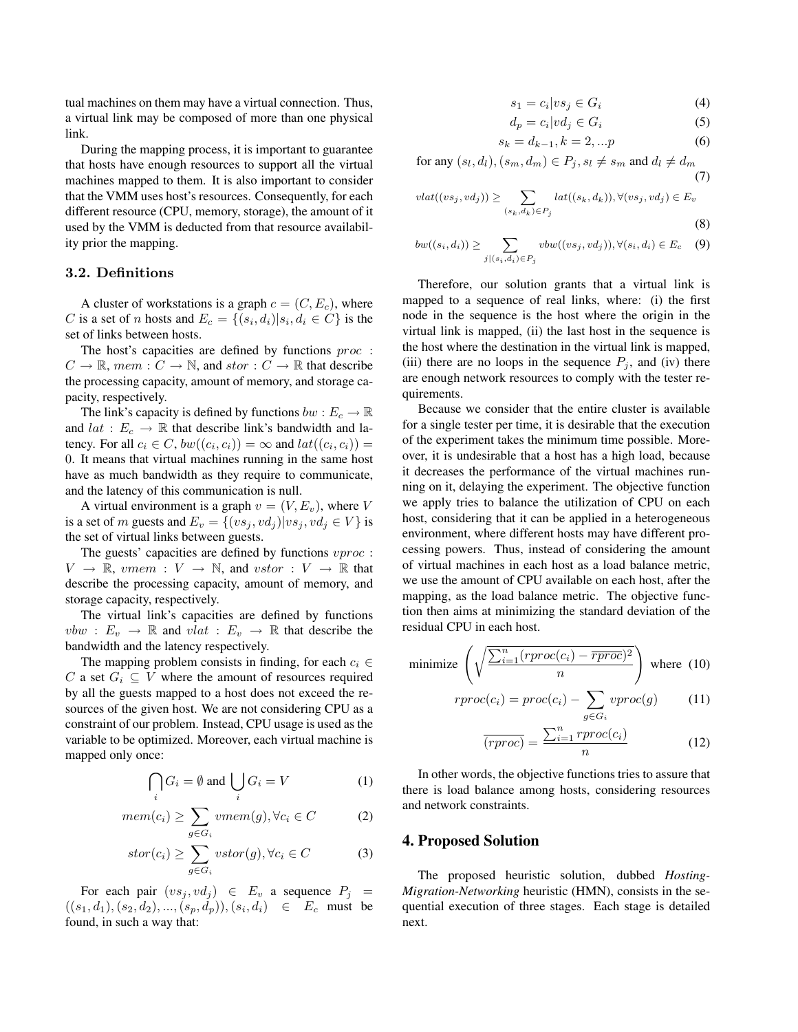tual machines on them may have a virtual connection. Thus, a virtual link may be composed of more than one physical link.

During the mapping process, it is important to guarantee that hosts have enough resources to support all the virtual machines mapped to them. It is also important to consider that the VMM uses host's resources. Consequently, for each different resource (CPU, memory, storage), the amount of it used by the VMM is deducted from that resource availability prior the mapping.

### 3.2. Definitions

A cluster of workstations is a graph $c = (C, E_c)$, where $C$ is a set of $n$ hosts and $E_c = \{(s_i, d_i) | s_i, d_i \in C\}$ is the set of links between hosts.

The host's capacities are defined by functions $proc : C \rightarrow \mathbb{R}$, $mem : C \rightarrow \mathbb{N}$, and $stor : C \rightarrow \mathbb{R}$ that describe the processing capacity, amount of memory, and storage capacity, respectively.

The link's capacity is defined by functions $bw : E_c \rightarrow \mathbb{R}$ and $lat : E_c \rightarrow \mathbb{R}$ that describe link's bandwidth and latency. For all $c_i \in C$, $bw((c_i, c_i)) = \infty$ and $lat((c_i, c_i)) = 0$. It means that virtual machines running in the same host have as much bandwidth as they require to communicate, and the latency of this communication is null.

A virtual environment is a graph $v = (V, E_v)$, where $V$ is a set of $m$ guests and $E_v = \{(vs_j, vd_j) | vs_j, vd_j \in V\}$ is the set of virtual links between guests.

The guests' capacities are defined by functions $vproc : V \rightarrow \mathbb{R}$, $vmem : V \rightarrow \mathbb{N}$, and $vstor : V \rightarrow \mathbb{R}$ that describe the processing capacity, amount of memory, and storage capacity, respectively.

The virtual link's capacities are defined by functions $vbw : E_v \rightarrow \mathbb{R}$ and $vlat : E_v \rightarrow \mathbb{R}$ that describe the bandwidth and the latency respectively.

The mapping problem consists in finding, for each $c_i \in C$ a set $G_i \subseteq V$ where the amount of resources required by all the guests mapped to a host does not exceed the resources of the given host. We are not considering CPU as a constraint of our problem. Instead, CPU usage is used as the variable to be optimized. Moreover, each virtual machine is mapped only once:

$$\bigcap_i G_i = \emptyset \text{ and } \bigcup_i G_i = V \tag{1}$$

$$mem(c_i) \geq \sum_{g \in G_i} vmem(g), \forall c_i \in C \tag{2}$$

$$stor(c_i) \geq \sum_{g \in G_i} vstor(g), \forall c_i \in C \tag{3}$$

For each pair $(vs_j, vd_j) \in E_v$ a sequence $P_j = ((s_1, d_1), (s_2, d_2), ..., (s_p, d_p)), (s_i, d_i) \in E_c$ must be found, in such a way that:

$$s_1 = c_i | vs_j \in G_i \tag{4}$$

$$d_p = c_i | vd_j \in G_i \tag{5}$$

$$s_k = d_{k-1}, k = 2, ...p \tag{6}$$

$$\text{for any } (s_l, d_l), (s_m, d_m) \in P_j, s_l \neq s_m \text{ and } d_l \neq d_m \tag{7}$$

$$vlat((vs_j, vd_j)) \geq \sum_{(s_k, d_k) \in P_j} lat((s_k, d_k)), \forall (vs_j, vd_j) \in E_v \tag{8}$$

$$bw((s_i, d_i)) \geq \sum_{j | (s_i, d_i) \in P_j} vbw((vs_j, vd_j)), \forall (s_i, d_i) \in E_c \tag{9}$$

Therefore, our solution grants that a virtual link is mapped to a sequence of real links, where: (i) the first node in the sequence is the host where the origin in the virtual link is mapped, (ii) the last host in the sequence is the host where the destination in the virtual link is mapped, (iii) there are no loops in the sequence $P_j$, and (iv) there are enough network resources to comply with the tester requirements.

Because we consider that the entire cluster is available for a single tester per time, it is desirable that the execution of the experiment takes the minimum time possible. Moreover, it is undesirable that a host has a high load, because it decreases the performance of the virtual machines running on it, delaying the experiment. The objective function we apply tries to balance the utilization of CPU on each host, considering that it can be applied in a heterogeneous environment, where different hosts may have different processing powers. Thus, instead of considering the amount of virtual machines in each host as a load balance metric, we use the amount of CPU available on each host, after the mapping, as the load balance metric. The objective function then aims at minimizing the standard deviation of the residual CPU in each host.

$$\text{minimize } \left( \sqrt{\frac{\sum_{i=1}^{n} (rproc(c_i) - \overline{rproc})^2}{n}} \right) \text{ where} \tag{10}$$

$$rproc(c_i) = proc(c_i) - \sum_{g \in G_i} vproc(g) \tag{11}$$

$$\overline{(rproc)} = \frac{\sum_{i=1}^{n} rproc(c_i)}{n} \tag{12}$$

In other words, the objective functions tries to assure that there is load balance among hosts, considering resources and network constraints.

## 4. Proposed Solution

The proposed heuristic solution, dubbed *Hosting-Migration-Networking* heuristic (HMN), consists in the sequential execution of three stages. Each stage is detailed next.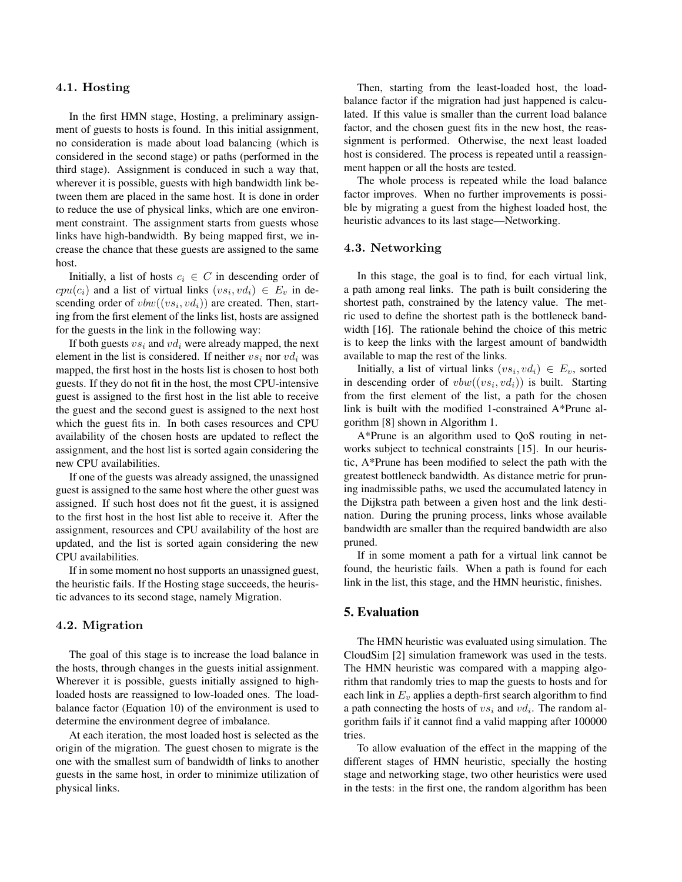### 4.1. Hosting

In the first HMN stage, Hosting, a preliminary assignment of guests to hosts is found. In this initial assignment, no consideration is made about load balancing (which is considered in the second stage) or paths (performed in the third stage). Assignment is conduced in such a way that, wherever it is possible, guests with high bandwidth link between them are placed in the same host. It is done in order to reduce the use of physical links, which are one environment constraint. The assignment starts from guests whose links have high-bandwidth. By being mapped first, we increase the chance that these guests are assigned to the same host.

Initially, a list of hosts $c_i \in C$ in descending order of $cpu(c_i)$ and a list of virtual links $(vs_i, vd_i) \in E_v$ in descending order of $vbw((vs_i, vd_i))$ are created. Then, starting from the first element of the links list, hosts are assigned for the guests in the link in the following way:

If both guests $vs_i$ and $vd_i$ were already mapped, the next element in the list is considered. If neither $vs_i$ nor $vd_i$ was mapped, the first host in the hosts list is chosen to host both guests. If they do not fit in the host, the most CPU-intensive guest is assigned to the first host in the list able to receive the guest and the second guest is assigned to the next host which the guest fits in. In both cases resources and CPU availability of the chosen hosts are updated to reflect the assignment, and the host list is sorted again considering the new CPU availabilities.

If one of the guests was already assigned, the unassigned guest is assigned to the same host where the other guest was assigned. If such host does not fit the guest, it is assigned to the first host in the host list able to receive it. After the assignment, resources and CPU availability of the host are updated, and the list is sorted again considering the new CPU availabilities.

If in some moment no host supports an unassigned guest, the heuristic fails. If the Hosting stage succeeds, the heuristic advances to its second stage, namely Migration.

### 4.2. Migration

The goal of this stage is to increase the load balance in the hosts, through changes in the guests initial assignment. Wherever it is possible, guests initially assigned to high-loaded hosts are reassigned to low-loaded ones. The load-balance factor (Equation 10) of the environment is used to determine the environment degree of imbalance.

At each iteration, the most loaded host is selected as the origin of the migration. The guest chosen to migrate is the one with the smallest sum of bandwidth of links to another guests in the same host, in order to minimize utilization of physical links.

Then, starting from the least-loaded host, the load-balance factor if the migration had just happened is calculated. If this value is smaller than the current load balance factor, and the chosen guest fits in the new host, the reassignment is performed. Otherwise, the next least loaded host is considered. The process is repeated until a reassignment happen or all the hosts are tested.

The whole process is repeated while the load balance factor improves. When no further improvements is possible by migrating a guest from the highest loaded host, the heuristic advances to its last stage—Networking.

### 4.3. Networking

In this stage, the goal is to find, for each virtual link, a path among real links. The path is built considering the shortest path, constrained by the latency value. The metric used to define the shortest path is the bottleneck bandwidth [16]. The rationale behind the choice of this metric is to keep the links with the largest amount of bandwidth available to map the rest of the links.

Initially, a list of virtual links $(vs_i, vd_i) \in E_v$, sorted in descending order of $vbw((vs_i, vd_i))$ is built. Starting from the first element of the list, a path for the chosen link is built with the modified 1-constrained A*Prune algorithm [8] shown in Algorithm 1.

A*Prune is an algorithm used to QoS routing in networks subject to technical constraints [15]. In our heuristic, A*Prune has been modified to select the path with the greatest bottleneck bandwidth. As distance metric for pruning inadmissible paths, we used the accumulated latency in the Dijkstra path between a given host and the link destination. During the pruning process, links whose available bandwidth are smaller than the required bandwidth are also pruned.

If in some moment a path for a virtual link cannot be found, the heuristic fails. When a path is found for each link in the list, this stage, and the HMN heuristic, finishes.

## 5. Evaluation

The HMN heuristic was evaluated using simulation. The CloudSim [2] simulation framework was used in the tests. The HMN heuristic was compared with a mapping algorithm that randomly tries to map the guests to hosts and for each link in $E_v$ applies a depth-first search algorithm to find a path connecting the hosts of $vs_i$ and $vd_i$. The random algorithm fails if it cannot find a valid mapping after 100000 tries.

To allow evaluation of the effect in the mapping of the different stages of HMN heuristic, specially the hosting stage and networking stage, two other heuristics were used in the tests: in the first one, the random algorithm has been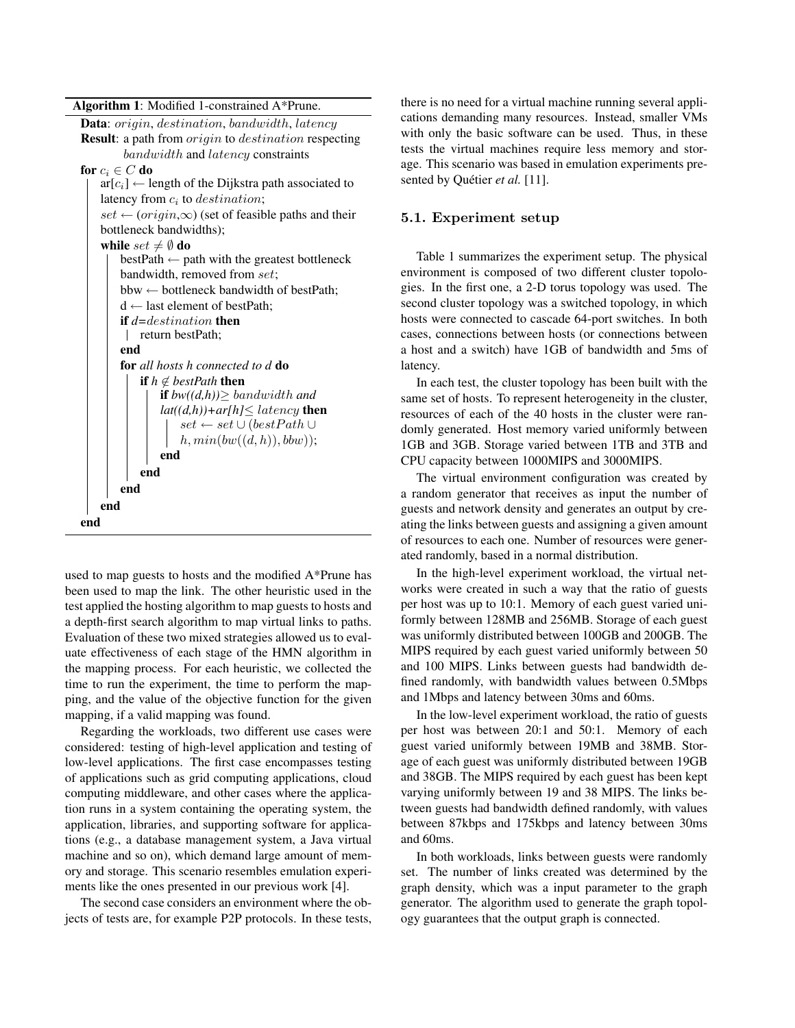**Algorithm 1**: Modified 1-constrained A*Prune.

```
Data: origin, destination, bandwidth, latency
Result: a path from origin to destination respecting
        bandwidth and latency constraints
for c_i ∈ C do
    ar[c_i] ← length of the Dijkstra path associated to
    latency from c_i to destination;
    set ← (origin,∞) (set of feasible paths and their
    bottleneck bandwidths);
    while set ≠ ∅ do
        bestPath ← path with the greatest bottleneck
        bandwidth, removed from set;
        bbw ← bottleneck bandwidth of bestPath;
        d ← last element of bestPath;
        if d=destination then
            return bestPath;
        end
        for all hosts h connected to d do
            if h ∉ bestPath then
                if bw((d,h))≥ bandwidth and
                lat((d,h))+ar[h]≤ latency then
                    set ← set ∪ (bestPath ∪
                    h, min(bw((d, h)), bbw));
                end
            end
        end
    end
end
```

used to map guests to hosts and the modified A*Prune has been used to map the link. The other heuristic used in the test applied the hosting algorithm to map guests to hosts and a depth-first search algorithm to map virtual links to paths. Evaluation of these two mixed strategies allowed us to evaluate effectiveness of each stage of the HMN algorithm in the mapping process. For each heuristic, we collected the time to run the experiment, the time to perform the mapping, and the value of the objective function for the given mapping, if a valid mapping was found.

Regarding the workloads, two different use cases were considered: testing of high-level application and testing of low-level applications. The first case encompasses testing of applications such as grid computing applications, cloud computing middleware, and other cases where the application runs in a system containing the operating system, the application, libraries, and supporting software for applications (e.g., a database management system, a Java virtual machine and so on), which demand large amount of memory and storage. This scenario resembles emulation experiments like the ones presented in our previous work [4].

The second case considers an environment where the objects of tests are, for example P2P protocols. In these tests, there is no need for a virtual machine running several applications demanding many resources. Instead, smaller VMs with only the basic software can be used. Thus, in these tests the virtual machines require less memory and storage. This scenario was based in emulation experiments presented by Quétier *et al.* [11].

### 5.1. Experiment setup

Table 1 summarizes the experiment setup. The physical environment is composed of two different cluster topologies. In the first one, a 2-D torus topology was used. The second cluster topology was a switched topology, in which hosts were connected to cascade 64-port switches. In both cases, connections between hosts (or connections between a host and a switch) have 1GB of bandwidth and 5ms of latency.

In each test, the cluster topology has been built with the same set of hosts. To represent heterogeneity in the cluster, resources of each of the 40 hosts in the cluster were randomly generated. Host memory varied uniformly between 1GB and 3GB. Storage varied between 1TB and 3TB and CPU capacity between 1000MIPS and 3000MIPS.

The virtual environment configuration was created by a random generator that receives as input the number of guests and network density and generates an output by creating the links between guests and assigning a given amount of resources to each one. Number of resources were generated randomly, based in a normal distribution.

In the high-level experiment workload, the virtual networks were created in such a way that the ratio of guests per host was up to 10:1. Memory of each guest varied uniformly between 128MB and 256MB. Storage of each guest was uniformly distributed between 100GB and 200GB. The MIPS required by each guest varied uniformly between 50 and 100 MIPS. Links between guests had bandwidth defined randomly, with bandwidth values between 0.5Mbps and 1Mbps and latency between 30ms and 60ms.

In the low-level experiment workload, the ratio of guests per host was between 20:1 and 50:1. Memory of each guest varied uniformly between 19MB and 38MB. Storage of each guest was uniformly distributed between 19GB and 38GB. The MIPS required by each guest has been kept varying uniformly between 19 and 38 MIPS. The links between guests had bandwidth defined randomly, with values between 87kbps and 175kbps and latency between 30ms and 60ms.

In both workloads, links between guests were randomly set. The number of links created was determined by the graph density, which was a input parameter to the graph generator. The algorithm used to generate the graph topology guarantees that the output graph is connected.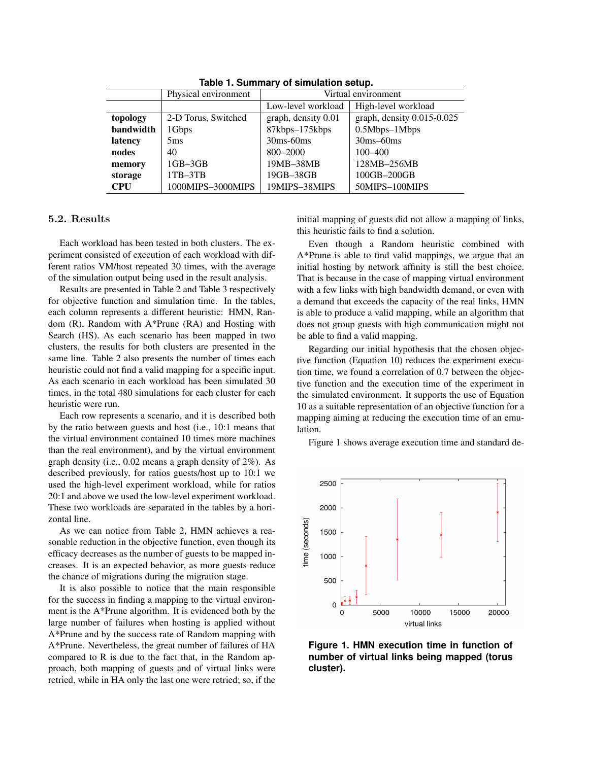**Table 1. Summary of simulation setup.**

| | Physical environment | Virtual environment | |
|---|---|---|---|
| | | Low-level workload | High-level workload |
| **topology** | 2-D Torus, Switched | graph, density 0.01 | graph, density 0.015-0.025 |
| **bandwidth** | 1Gbps | 87kbps–175kbps | 0.5Mbps–1Mbps |
| **latency** | 5ms | 30ms-60ms | 30ms–60ms |
| **nodes** | 40 | 800–2000 | 100–400 |
| **memory** | 1GB–3GB | 19MB–38MB | 128MB–256MB |
| **storage** | 1TB–3TB | 19GB–38GB | 100GB–200GB |
| **CPU** | 1000MIPS–3000MIPS | 19MIPS–38MIPS | 50MIPS–100MIPS |

### 5.2. Results

Each workload has been tested in both clusters. The experiment consisted of execution of each workload with different ratios VM/host repeated 30 times, with the average of the simulation output being used in the result analysis.

Results are presented in Table 2 and Table 3 respectively for objective function and simulation time. In the tables, each column represents a different heuristic: HMN, Random (R), Random with A*Prune (RA) and Hosting with Search (HS). As each scenario has been mapped in two clusters, the results for both clusters are presented in the same line. Table 2 also presents the number of times each heuristic could not find a valid mapping for a specific input. As each scenario in each workload has been simulated 30 times, in the total 480 simulations for each cluster for each heuristic were run.

Each row represents a scenario, and it is described both by the ratio between guests and host (i.e., 10:1 means that the virtual environment contained 10 times more machines than the real environment), and by the virtual environment graph density (i.e., 0.02 means a graph density of 2%). As described previously, for ratios guests/host up to 10:1 we used the high-level experiment workload, while for ratios 20:1 and above we used the low-level experiment workload. These two workloads are separated in the tables by a horizontal line.

As we can notice from Table 2, HMN achieves a reasonable reduction in the objective function, even though its efficacy decreases as the number of guests to be mapped increases. It is an expected behavior, as more guests reduce the chance of migrations during the migration stage.

It is also possible to notice that the main responsible for the success in finding a mapping to the virtual environment is the A*Prune algorithm. It is evidenced both by the large number of failures when hosting is applied without A*Prune and by the success rate of Random mapping with A*Prune. Nevertheless, the great number of failures of HA compared to R is due to the fact that, in the Random approach, both mapping of guests and of virtual links were retried, while in HA only the last one were retried; so, if the initial mapping of guests did not allow a mapping of links, this heuristic fails to find a solution.

Even though a Random heuristic combined with A*Prune is able to find valid mappings, we argue that an initial hosting by network affinity is still the best choice. That is because in the case of mapping virtual environment with a few links with high bandwidth demand, or even with a demand that exceeds the capacity of the real links, HMN is able to produce a valid mapping, while an algorithm that does not group guests with high communication might not be able to find a valid mapping.

Regarding our initial hypothesis that the chosen objective function (Equation 10) reduces the experiment execution time, we found a correlation of 0.7 between the objective function and the execution time of the experiment in the simulated environment. It supports the use of Equation 10 as a suitable representation of an objective function for a mapping aiming at reducing the execution time of an emulation.

Figure 1 shows average execution time and standard de-

**Figure 1. HMN execution time in function of number of virtual links being mapped (torus cluster).**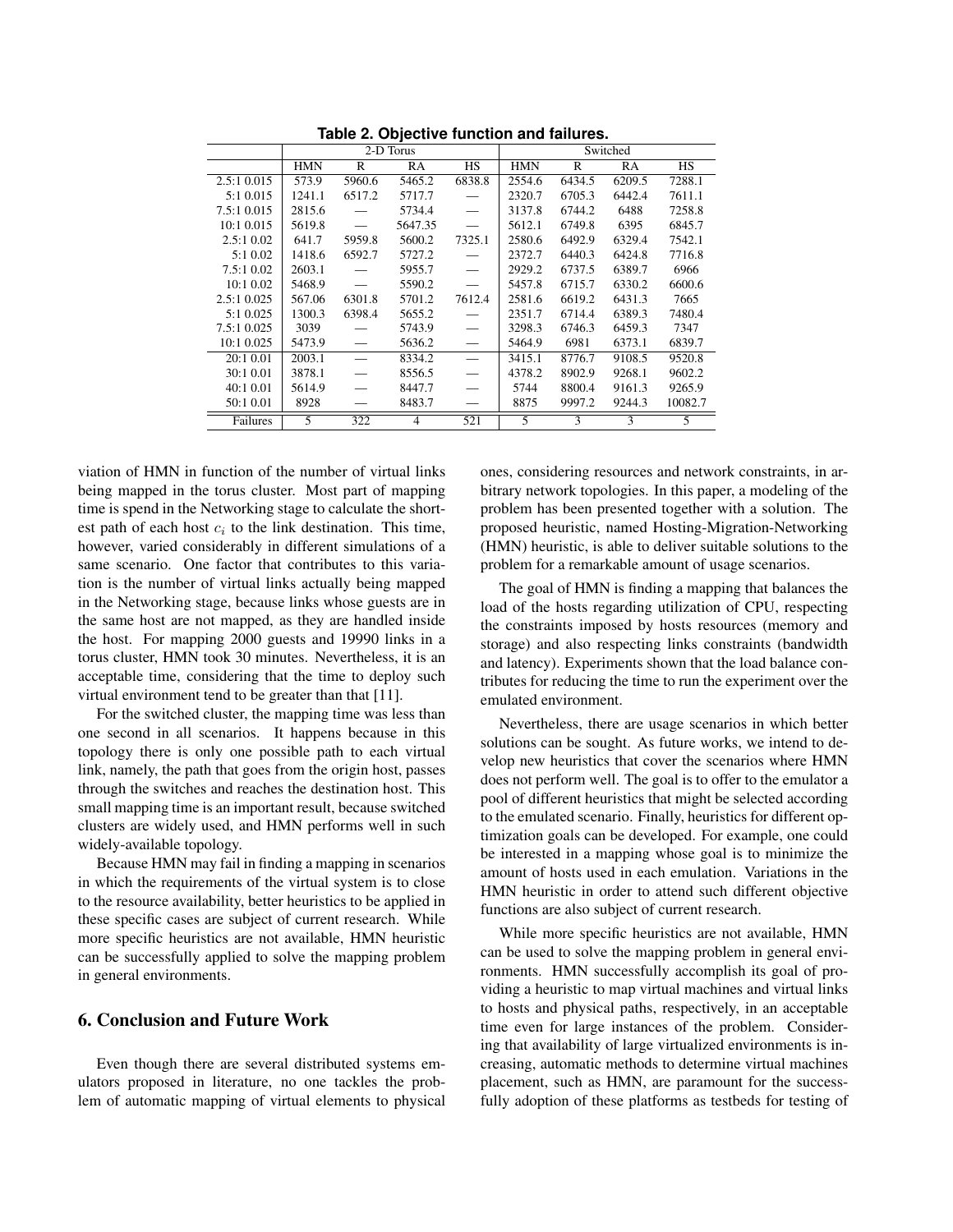Table 2. Objective function and failures.

| | 2-D Torus | | | | Switched | | | |
|---|---|---|---|---|---|---|---|---|
| | HMN | R | RA | HS | HMN | R | RA | HS |
| 2.5:1 0.015 | 573.9 | 5960.6 | 5465.2 | 6838.8 | 2554.6 | 6434.5 | 6209.5 | 7288.1 |
| 5:1 0.015 | 1241.1 | 6517.2 | 5717.7 | — | 2320.7 | 6705.3 | 6442.4 | 7611.1 |
| 7.5:1 0.015 | 2815.6 | — | 5734.4 | — | 3137.8 | 6744.2 | 6488 | 7258.8 |
| 10:1 0.015 | 5619.8 | — | 5647.35 | — | 5612.1 | 6749.8 | 6395 | 6845.7 |
| 2.5:1 0.02 | 641.7 | 5959.8 | 5600.2 | 7325.1 | 2580.6 | 6492.9 | 6329.4 | 7542.1 |
| 5:1 0.02 | 1418.6 | 6592.7 | 5727.2 | — | 2372.7 | 6440.3 | 6424.8 | 7716.8 |
| 7.5:1 0.02 | 2603.1 | — | 5955.7 | — | 2929.2 | 6737.5 | 6389.7 | 6966 |
| 10:1 0.02 | 5468.9 | — | 5590.2 | — | 5457.8 | 6715.7 | 6330.2 | 6600.6 |
| 2.5:1 0.025 | 567.06 | 6301.8 | 5701.2 | 7612.4 | 2581.6 | 6619.2 | 6431.3 | 7665 |
| 5:1 0.025 | 1300.3 | 6398.4 | 5655.2 | — | 2351.7 | 6714.4 | 6389.3 | 7480.4 |
| 7.5:1 0.025 | 3039 | — | 5743.9 | — | 3298.3 | 6746.3 | 6459.3 | 7347 |
| 10:1 0.025 | 5473.9 | — | 5636.2 | — | 5464.9 | 6981 | 6373.1 | 6839.7 |
| 20:1 0.01 | 2003.1 | — | 8334.2 | — | 3415.1 | 8776.7 | 9108.5 | 9520.8 |
| 30:1 0.01 | 3878.1 | — | 8556.5 | — | 4378.2 | 8902.9 | 9268.1 | 9602.2 |
| 40:1 0.01 | 5614.9 | — | 8447.7 | — | 5744 | 8800.4 | 9161.3 | 9265.9 |
| 50:1 0.01 | 8928 | — | 8483.7 | — | 8875 | 9997.2 | 9244.3 | 10082.7 |
| Failures | 5 | 322 | 4 | 521 | 5 | 3 | 3 | 5 |

viation of HMN in function of the number of virtual links being mapped in the torus cluster. Most part of mapping time is spend in the Networking stage to calculate the shortest path of each host $c_i$ to the link destination. This time, however, varied considerably in different simulations of a same scenario. One factor that contributes to this variation is the number of virtual links actually being mapped in the Networking stage, because links whose guests are in the same host are not mapped, as they are handled inside the host. For mapping 2000 guests and 19990 links in a torus cluster, HMN took 30 minutes. Nevertheless, it is an acceptable time, considering that the time to deploy such virtual environment tend to be greater than that [11].

For the switched cluster, the mapping time was less than one second in all scenarios. It happens because in this topology there is only one possible path to each virtual link, namely, the path that goes from the origin host, passes through the switches and reaches the destination host. This small mapping time is an important result, because switched clusters are widely used, and HMN performs well in such widely-available topology.

Because HMN may fail in finding a mapping in scenarios in which the requirements of the virtual system is to close to the resource availability, better heuristics to be applied in these specific cases are subject of current research. While more specific heuristics are not available, HMN heuristic can be successfully applied to solve the mapping problem in general environments.

## 6. Conclusion and Future Work

Even though there are several distributed systems emulators proposed in literature, no one tackles the problem of automatic mapping of virtual elements to physical ones, considering resources and network constraints, in arbitrary network topologies. In this paper, a modeling of the problem has been presented together with a solution. The proposed heuristic, named Hosting-Migration-Networking (HMN) heuristic, is able to deliver suitable solutions to the problem for a remarkable amount of usage scenarios.

The goal of HMN is finding a mapping that balances the load of the hosts regarding utilization of CPU, respecting the constraints imposed by hosts resources (memory and storage) and also respecting links constraints (bandwidth and latency). Experiments shown that the load balance contributes for reducing the time to run the experiment over the emulated environment.

Nevertheless, there are usage scenarios in which better solutions can be sought. As future works, we intend to develop new heuristics that cover the scenarios where HMN does not perform well. The goal is to offer to the emulator a pool of different heuristics that might be selected according to the emulated scenario. Finally, heuristics for different optimization goals can be developed. For example, one could be interested in a mapping whose goal is to minimize the amount of hosts used in each emulation. Variations in the HMN heuristic in order to attend such different objective functions are also subject of current research.

While more specific heuristics are not available, HMN can be used to solve the mapping problem in general environments. HMN successfully accomplish its goal of providing a heuristic to map virtual machines and virtual links to hosts and physical paths, respectively, in an acceptable time even for large instances of the problem. Considering that availability of large virtualized environments is increasing, automatic methods to determine virtual machines placement, such as HMN, are paramount for the successfully adoption of these platforms as testbeds for testing of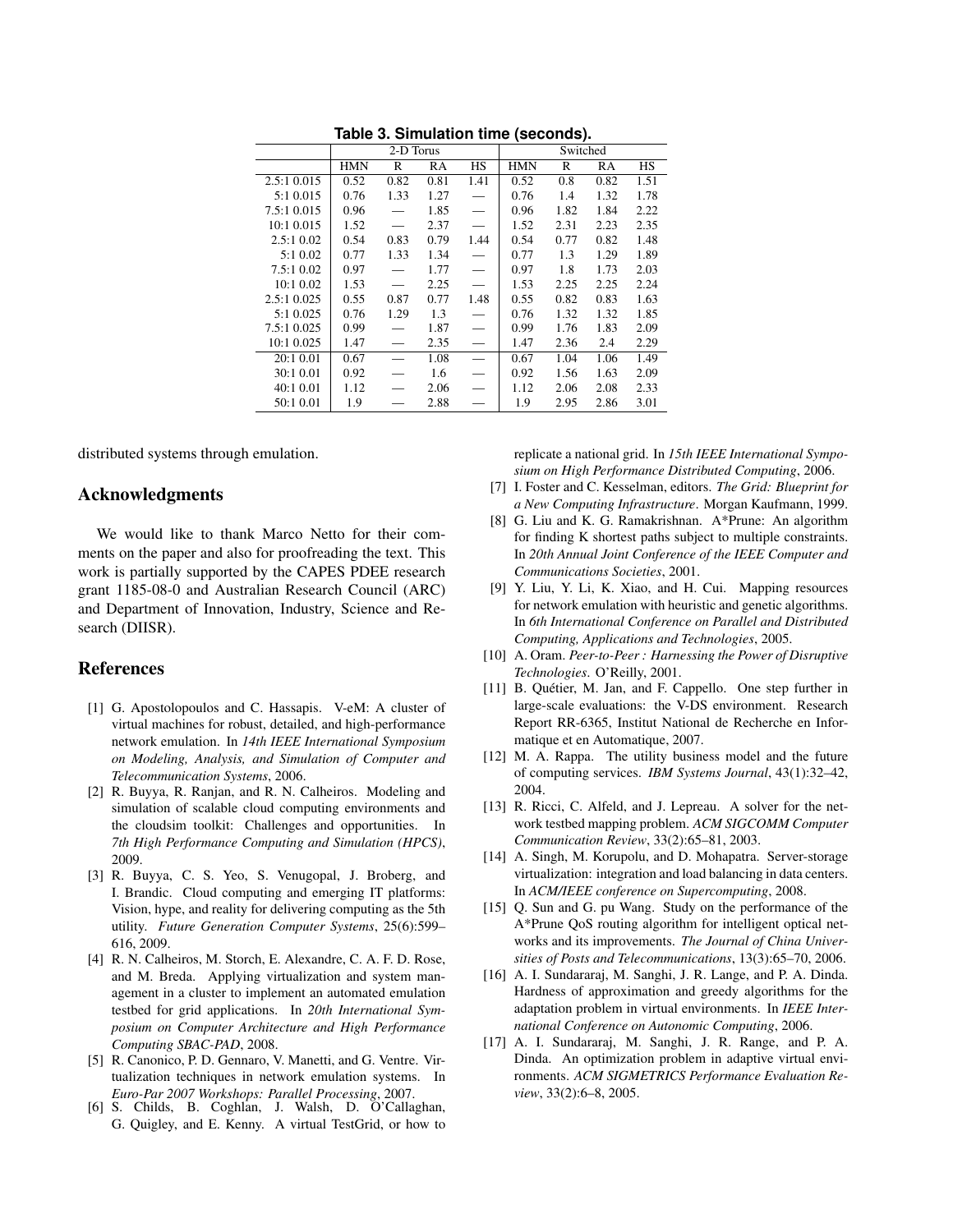**Table 3. Simulation time (seconds).**

| | 2-D Torus | | | | Switched | | | |
|---|---|---|---|---|---|---|---|---|
| | HMN | R | RA | HS | HMN | R | RA | HS |
| 2.5:1 0.015 | 0.52 | 0.82 | 0.81 | 1.41 | 0.52 | 0.8 | 0.82 | 1.51 |
| 5:1 0.015 | 0.76 | 1.33 | 1.27 | — | 0.76 | 1.4 | 1.32 | 1.78 |
| 7.5:1 0.015 | 0.96 | — | 1.85 | — | 0.96 | 1.82 | 1.84 | 2.22 |
| 10:1 0.015 | 1.52 | — | 2.37 | — | 1.52 | 2.31 | 2.23 | 2.35 |
| 2.5:1 0.02 | 0.54 | 0.83 | 0.79 | 1.44 | 0.54 | 0.77 | 0.82 | 1.48 |
| 5:1 0.02 | 0.77 | 1.33 | 1.34 | — | 0.77 | 1.3 | 1.29 | 1.89 |
| 7.5:1 0.02 | 0.97 | — | 1.77 | — | 0.97 | 1.8 | 1.73 | 2.03 |
| 10:1 0.02 | 1.53 | — | 2.25 | — | 1.53 | 2.25 | 2.25 | 2.24 |
| 2.5:1 0.025 | 0.55 | 0.87 | 0.77 | 1.48 | 0.55 | 0.82 | 0.83 | 1.63 |
| 5:1 0.025 | 0.76 | 1.29 | 1.3 | — | 0.76 | 1.32 | 1.32 | 1.85 |
| 7.5:1 0.025 | 0.99 | — | 1.87 | — | 0.99 | 1.76 | 1.83 | 2.09 |
| 10:1 0.025 | 1.47 | — | 2.35 | — | 1.47 | 2.36 | 2.4 | 2.29 |
| 20:1 0.01 | 0.67 | — | 1.08 | — | 0.67 | 1.04 | 1.06 | 1.49 |
| 30:1 0.01 | 0.92 | — | 1.6 | — | 0.92 | 1.56 | 1.63 | 2.09 |
| 40:1 0.01 | 1.12 | — | 2.06 | — | 1.12 | 2.06 | 2.08 | 2.33 |
| 50:1 0.01 | 1.9 | — | 2.88 | — | 1.9 | 2.95 | 2.86 | 3.01 |

distributed systems through emulation.

## Acknowledgments

We would like to thank Marco Netto for their comments on the paper and also for proofreading the text. This work is partially supported by the CAPES PDEE research grant 1185-08-0 and Australian Research Council (ARC) and Department of Innovation, Industry, Science and Research (DIISR).

## References

[1] G. Apostolopoulos and C. Hassapis. V-eM: A cluster of virtual machines for robust, detailed, and high-performance network emulation. In *14th IEEE International Symposium on Modeling, Analysis, and Simulation of Computer and Telecommunication Systems*, 2006.

[2] R. Buyya, R. Ranjan, and R. N. Calheiros. Modeling and simulation of scalable cloud computing environments and the cloudsim toolkit: Challenges and opportunities. In *7th High Performance Computing and Simulation (HPCS)*, 2009.

[3] R. Buyya, C. S. Yeo, S. Venugopal, J. Broberg, and I. Brandic. Cloud computing and emerging IT platforms: Vision, hype, and reality for delivering computing as the 5th utility. *Future Generation Computer Systems*, 25(6):599–616, 2009.

[4] R. N. Calheiros, M. Storch, E. Alexandre, C. A. F. D. Rose, and M. Breda. Applying virtualization and system management in a cluster to implement an automated emulation testbed for grid applications. In *20th International Symposium on Computer Architecture and High Performance Computing SBAC-PAD*, 2008.

[5] R. Canonico, P. D. Gennaro, V. Manetti, and G. Ventre. Virtualization techniques in network emulation systems. In *Euro-Par 2007 Workshops: Parallel Processing*, 2007.

[6] S. Childs, B. Coghlan, J. Walsh, D. O'Callaghan, G. Quigley, and E. Kenny. A virtual TestGrid, or how to replicate a national grid. In *15th IEEE International Symposium on High Performance Distributed Computing*, 2006.

[7] I. Foster and C. Kesselman, editors. *The Grid: Blueprint for a New Computing Infrastructure*. Morgan Kaufmann, 1999.

[8] G. Liu and K. G. Ramakrishnan. A*Prune: An algorithm for finding K shortest paths subject to multiple constraints. In *20th Annual Joint Conference of the IEEE Computer and Communications Societies*, 2001.

[9] Y. Liu, Y. Li, K. Xiao, and H. Cui. Mapping resources for network emulation with heuristic and genetic algorithms. In *6th International Conference on Parallel and Distributed Computing, Applications and Technologies*, 2005.

[10] A. Oram. *Peer-to-Peer : Harnessing the Power of Disruptive Technologies*. O'Reilly, 2001.

[11] B. Quétier, M. Jan, and F. Cappello. One step further in large-scale evaluations: the V-DS environment. Research Report RR-6365, Institut National de Recherche en Informatique et en Automatique, 2007.

[12] M. A. Rappa. The utility business model and the future of computing services. *IBM Systems Journal*, 43(1):32–42, 2004.

[13] R. Ricci, C. Alfeld, and J. Lepreau. A solver for the network testbed mapping problem. *ACM SIGCOMM Computer Communication Review*, 33(2):65–81, 2003.

[14] A. Singh, M. Korupolu, and D. Mohapatra. Server-storage virtualization: integration and load balancing in data centers. In *ACM/IEEE conference on Supercomputing*, 2008.

[15] Q. Sun and G. pu Wang. Study on the performance of the A*Prune QoS routing algorithm for intelligent optical networks and its improvements. *The Journal of China Universities of Posts and Telecommunications*, 13(3):65–70, 2006.

[16] A. I. Sundararaj, M. Sanghi, J. R. Lange, and P. A. Dinda. Hardness of approximation and greedy algorithms for the adaptation problem in virtual environments. In *IEEE International Conference on Autonomic Computing*, 2006.

[17] A. I. Sundararaj, M. Sanghi, J. R. Range, and P. A. Dinda. An optimization problem in adaptive virtual environments. *ACM SIGMETRICS Performance Evaluation Review*, 33(2):6–8, 2005.